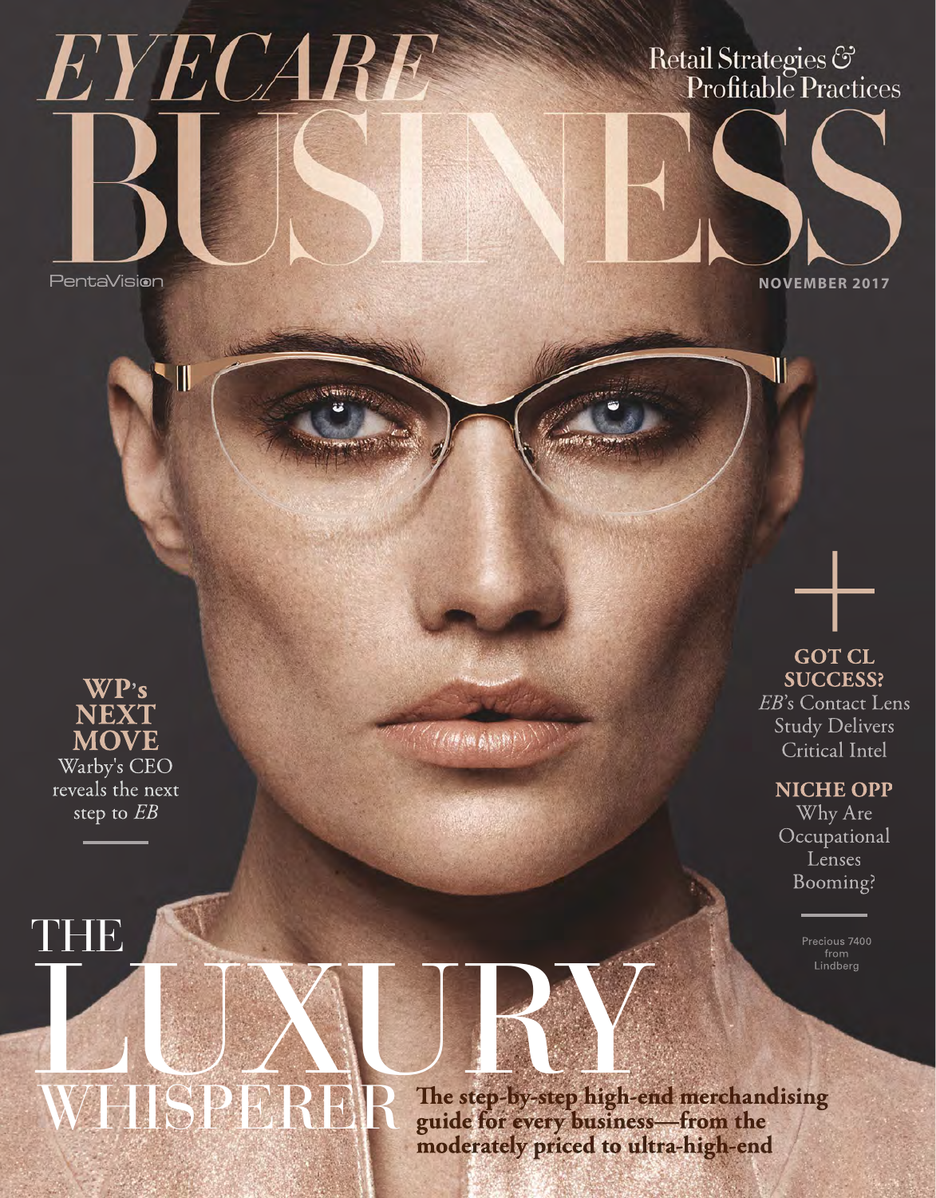# EYECARE BUSINESS

Retail Strategies & Profitable Practices

PentaVision

NOVEMBER 2017

**WP's NEXT MOVE**

Warby's CEO reveals the next step to *EB*

**GOT CL SUCCESS?**

*EB*'s Contact Lens Study Delivers Critical Intel

**NICHE OPP**

Why Are Occupational Lenses Booming?

Precious 7400 from Lindberg

# THE LUXURY WHISPERER

**The step-by-step high-end merchandising guide for every business—from the moderately priced to ultra-high-end**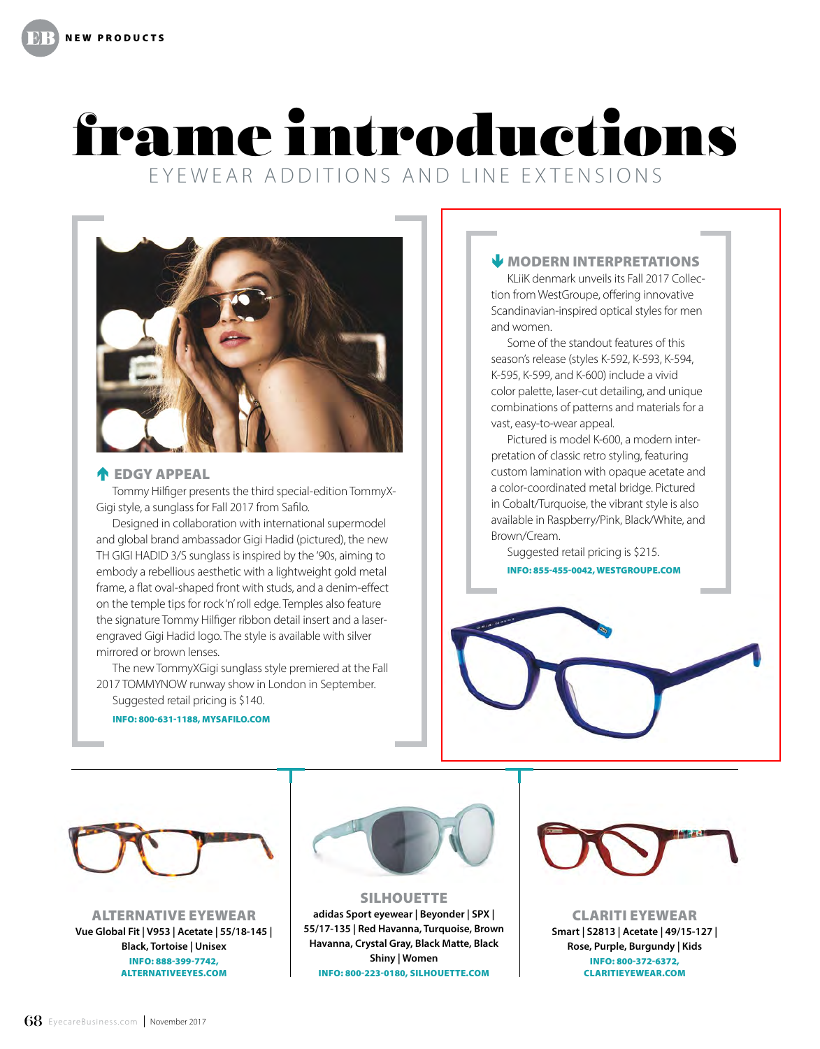# frame introductions

EYEWEAR ADDITIONS AND LINE EXTENSIONS

### EDGY APPEAL

Tommy Hilfiger presents the third special-edition TommyXGigi style, a sunglass for Fall 2017 from Safilo.

Designed in collaboration with international supermodel and global brand ambassador Gigi Hadid (pictured), the new TH GIGI HADID 3/S sunglass is inspired by the '90s, aiming to embody a rebellious aesthetic with a lightweight gold metal frame, a flat oval-shaped front with studs, and a denim-effect on the temple tips for rock'n'roll edge. Temples also feature the signature Tommy Hilfiger ribbon detail insert and a laser-engraved Gigi Hadid logo. The style is available with silver mirrored or brown lenses.

The new TommyXGigi sunglass style premiered at the Fall 2017 TOMMYNOW runway show in London in September.

Suggested retail pricing is $140.

**INFO: 800-631-1188, MYSAFILO.COM**

### MODERN INTERPRETATIONS

KLiiK denmark unveils its Fall 2017 Collection from WestGroupe, offering innovative Scandinavian-inspired optical styles for men and women.

Some of the standout features of this season's release (styles K-592, K-593, K-594, K-595, K-599, and K-600) include a vivid color palette, laser-cut detailing, and unique combinations of patterns and materials for a vast, easy-to-wear appeal.

Pictured is model K-600, a modern interpretation of classic retro styling, featuring custom lamination with opaque acetate and a color-coordinated metal bridge. Pictured in Cobalt/Turquoise, the vibrant style is also available in Raspberry/Pink, Black/White, and Brown/Cream.

Suggested retail pricing is $215.

**INFO: 855-455-0042, WESTGROUPE.COM**

### ALTERNATIVE EYEWEAR

**Vue Global Fit | V953 | Acetate | 55/18-145 | Black, Tortoise | Unisex**

**INFO: 888-399-7742, ALTERNATIVEEYES.COM**

### SILHOUETTE

**adidas Sport eyewear | Beyonder | SPX | 55/17-135 | Red Havanna, Turquoise, Brown Havanna, Crystal Gray, Black Matte, Black Shiny | Women**

**INFO: 800-223-0180, SILHOUETTE.COM**

### CLARITI EYEWEAR

**Smart | S2813 | Acetate | 49/15-127 | Rose, Purple, Burgundy | Kids**

**INFO: 800-372-6372, CLARITIEYEWEAR.COM**